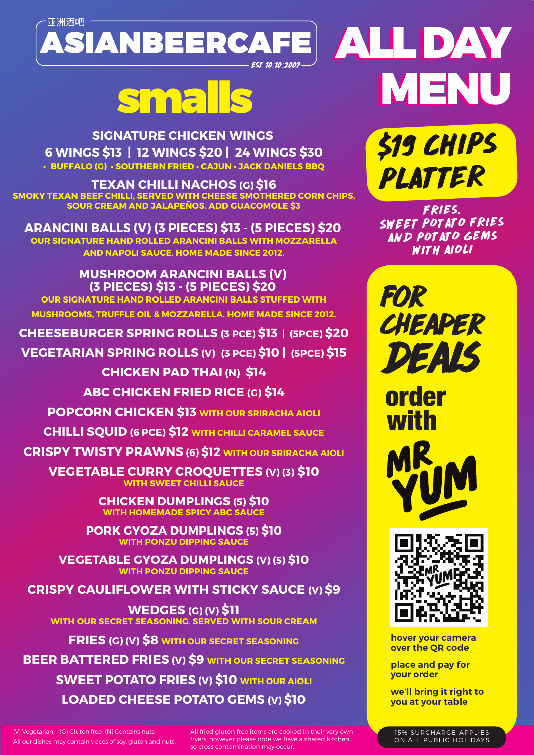亚洲酒吧

# ASIANBEERCAFE

EST 10:10:2007

# ALL DAY MENU

## smalls

**SIGNATURE CHICKEN WINGS**
**6 WINGS $13 | 12 WINGS $20 | 24 WINGS $30**
• BUFFALO (G) • SOUTHERN FRIED • CAJUN • JACK DANIELS BBQ

**TEXAN CHILLI NACHOS (G) $16**
SMOKY TEXAN BEEF CHILLI, SERVED WITH CHEESE SMOTHERED CORN CHIPS, SOUR CREAM AND JALAPEÑOS. ADD GUACOMOLE $3

**ARANCINI BALLS (V) (3 PIECES) $13 - (5 PIECES) $20**
OUR SIGNATURE HAND ROLLED ARANCINI BALLS WITH MOZZARELLA AND NAPOLI SAUCE. HOME MADE SINCE 2012.

**MUSHROOM ARANCINI BALLS (V) (3 PIECES) $13 - (5 PIECES) $20**
OUR SIGNATURE HAND ROLLED ARANCINI BALLS STUFFED WITH MUSHROOMS, TRUFFLE OIL & MOZZARELLA. HOME MADE SINCE 2012.

**CHEESEBURGER SPRING ROLLS (3 PCE) $13 | (5PCE) $20**

**VEGETARIAN SPRING ROLLS (V) (3 PCE) $10 | (5PCE) $15**

**CHICKEN PAD THAI (N) $14**

**ABC CHICKEN FRIED RICE (G) $14**

**POPCORN CHICKEN $13** WITH OUR SRIRACHA AIOLI

**CHILLI SQUID (6 PCE) $12** WITH CHILLI CARAMEL SAUCE

**CRISPY TWISTY PRAWNS (6) $12** WITH OUR SRIRACHA AIOLI

**VEGETABLE CURRY CROQUETTES (V) (3) $10**
WITH SWEET CHILLI SAUCE

**CHICKEN DUMPLINGS (5) $10**
WITH HOMEMADE SPICY ABC SAUCE

**PORK GYOZA DUMPLINGS (5) $10**
WITH PONZU DIPPING SAUCE

**VEGETABLE GYOZA DUMPLINGS (V) (5) $10**
WITH PONZU DIPPING SAUCE

**CRISPY CAULIFLOWER WITH STICKY SAUCE (V) $9**

**WEDGES (G) (V) $11**
WITH OUR SECRET SEASONING. SERVED WITH SOUR CREAM

**FRIES (G) (V) $8** WITH OUR SECRET SEASONING

**BEER BATTERED FRIES (V) $9** WITH OUR SECRET SEASONING

**SWEET POTATO FRIES (V) $10** WITH OUR AIOLI

**LOADED CHEESE POTATO GEMS (V) $10**

## $19 CHIPS PLATTER

FRIES, SWEET POTATO FRIES AND POTATO GEMS WITH AIOLI

## FOR CHEAPER DEALS order with MR YUM

hover your camera over the QR code

place and pay for your order

we'll bring it right to you at your table

(V) Vegetarian (G) Gluten free (N) Contains nuts
All our dishes may contain traces of soy, gluten and nuts.

All fried gluten free items are cooked in their very own fryers, however please note we have a shared kitchen so cross contamination may occur.

15% SURCHARGE APPLIES ON ALL PUBLIC HOLIDAYS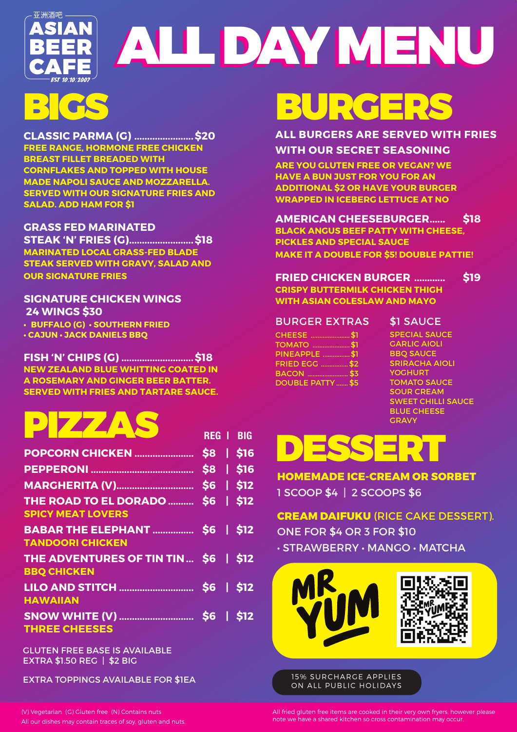亚洲酒吧
ASIAN BEER CAFE
EST 10:10:2007

# ALL DAY MENU

## BIGS

**CLASSIC PARMA (G) ........................ $20**
FREE RANGE, HORMONE FREE CHICKEN BREAST FILLET BREADED WITH CORNFLAKES AND TOPPED WITH HOUSE MADE NAPOLI SAUCE AND MOZZARELLA. SERVED WITH OUR SIGNATURE FRIES AND SALAD. ADD HAM FOR $1

**GRASS FED MARINATED STEAK 'N' FRIES (G)......................... $18**
MARINATED LOCAL GRASS-FED BLADE STEAK SERVED WITH GRAVY, SALAD AND OUR SIGNATURE FRIES

**SIGNATURE CHICKEN WINGS 24 WINGS $30**
- BUFFALO (G)
- SOUTHERN FRIED
- CAJUN
- JACK DANIELS BBQ

**FISH 'N' CHIPS (G) ............................ $18**
NEW ZEALAND BLUE WHITTING COATED IN A ROSEMARY AND GINGER BEER BATTER. SERVED WITH FRIES AND TARTARE SAUCE.

## PIZZAS

| | REG | BIG |
|---|---|---|
| **POPCORN CHICKEN** | $8 | $16 |
| **PEPPERONI** | $8 | $16 |
| **MARGHERITA (V)** | $6 | $12 |
| **THE ROAD TO EL DORADO** SPICY MEAT LOVERS | $6 | $12 |
| **BABAR THE ELEPHANT** TANDOORI CHICKEN | $6 | $12 |
| **THE ADVENTURES OF TIN TIN** BBQ CHICKEN | $6 | $12 |
| **LILO AND STITCH** HAWAIIAN | $6 | $12 |
| **SNOW WHITE (V)** THREE CHEESES | $6 | $12 |

GLUTEN FREE BASE IS AVAILABLE EXTRA $1.50 REG | $2 BIG

EXTRA TOPPINGS AVAILABLE FOR $1EA

## BURGERS

**ALL BURGERS ARE SERVED WITH FRIES WITH OUR SECRET SEASONING**

ARE YOU GLUTEN FREE OR VEGAN? WE HAVE A BUN JUST FOR YOU FOR AN ADDITIONAL $2 OR HAVE YOUR BURGER WRAPPED IN ICEBERG LETTUCE AT NO

**AMERICAN CHEESEBURGER...... $18**
BLACK ANGUS BEEF PATTY WITH CHEESE, PICKLES AND SPECIAL SAUCE
MAKE IT A DOUBLE FOR $5! DOUBLE PATTIE!

**FRIED CHICKEN BURGER ............ $19**
CRISPY BUTTERMILK CHICKEN THIGH WITH ASIAN COLESLAW AND MAYO

### BURGER EXTRAS

- CHEESE ........ $1
- TOMATO ........ $1
- PINEAPPLE ........ $1
- FRIED EGG ........ $2
- BACON ........ $3
- DOUBLE PATTY ........ $5

### $1 SAUCE

- SPECIAL SAUCE
- GARLIC AIOLI
- BBQ SAUCE
- SRIRACHA AIOLI
- YOGHURT
- TOMATO SAUCE
- SOUR CREAM
- SWEET CHILLI SAUCE
- BLUE CHEESE
- GRAVY

## DESSERT

**HOMEMADE ICE-CREAM OR SORBET**
1 SCOOP $4 | 2 SCOOPS $6

**CREAM DAIFUKU** (RICE CAKE DESSERT).
ONE FOR $4 OR 3 FOR $10
- STRAWBERRY
- MANGO
- MATCHA

MR YUM

15% SURCHARGE APPLIES ON ALL PUBLIC HOLIDAYS

(V) Vegetarian (G) Gluten free (N) Contains nuts
All our dishes may contain traces of soy, gluten and nuts.

All fried gluten free items are cooked in their very own fryers, however please note we have a shared kitchen so cross contamination may occur.